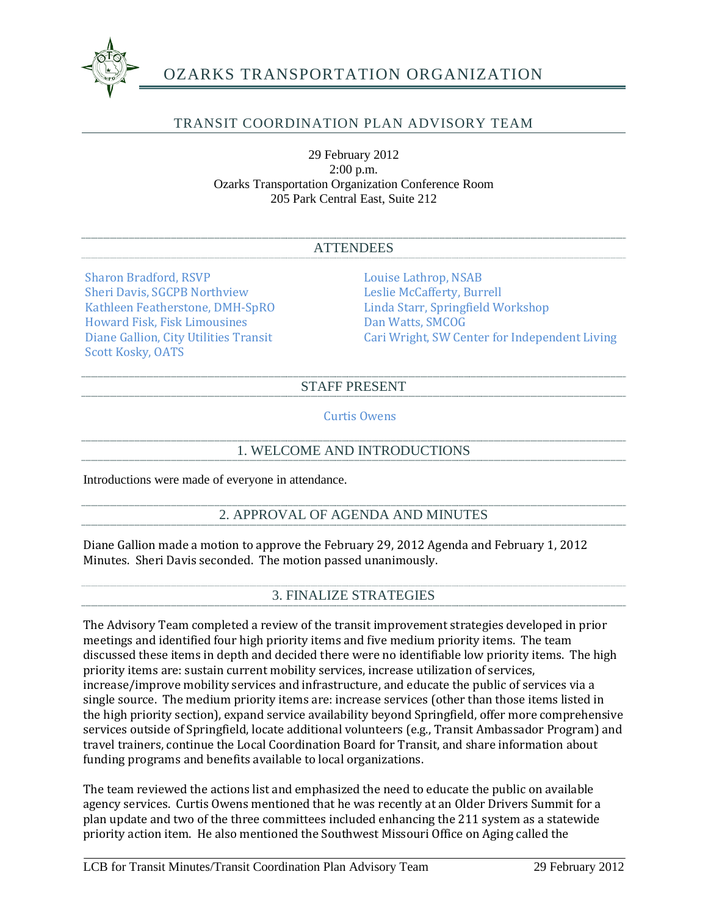# OZARKS TRANSPORTATION ORGANIZATION

## TRANSIT COORDINATION PLAN ADVISORY TEAM

29 February 2012
2:00 p.m.
Ozarks Transportation Organization Conference Room
205 Park Central East, Suite 212

### ATTENDEES

Sharon Bradford, RSVP
Sheri Davis, SGCPB Northview
Kathleen Featherstone, DMH-SpRO
Howard Fisk, Fisk Limousines
Diane Gallion, City Utilities Transit
Scott Kosky, OATS
Louise Lathrop, NSAB
Leslie McCafferty, Burrell
Linda Starr, Springfield Workshop
Dan Watts, SMCOG
Cari Wright, SW Center for Independent Living

### STAFF PRESENT

Curtis Owens

### 1. WELCOME AND INTRODUCTIONS

Introductions were made of everyone in attendance.

### 2. APPROVAL OF AGENDA AND MINUTES

Diane Gallion made a motion to approve the February 29, 2012 Agenda and February 1, 2012 Minutes. Sheri Davis seconded. The motion passed unanimously.

### 3. FINALIZE STRATEGIES

The Advisory Team completed a review of the transit improvement strategies developed in prior meetings and identified four high priority items and five medium priority items. The team discussed these items in depth and decided there were no identifiable low priority items. The high priority items are: sustain current mobility services, increase utilization of services, increase/improve mobility services and infrastructure, and educate the public of services via a single source. The medium priority items are: increase services (other than those items listed in the high priority section), expand service availability beyond Springfield, offer more comprehensive services outside of Springfield, locate additional volunteers (e.g., Transit Ambassador Program) and travel trainers, continue the Local Coordination Board for Transit, and share information about funding programs and benefits available to local organizations.

The team reviewed the actions list and emphasized the need to educate the public on available agency services. Curtis Owens mentioned that he was recently at an Older Drivers Summit for a plan update and two of the three committees included enhancing the 211 system as a statewide priority action item. He also mentioned the Southwest Missouri Office on Aging called the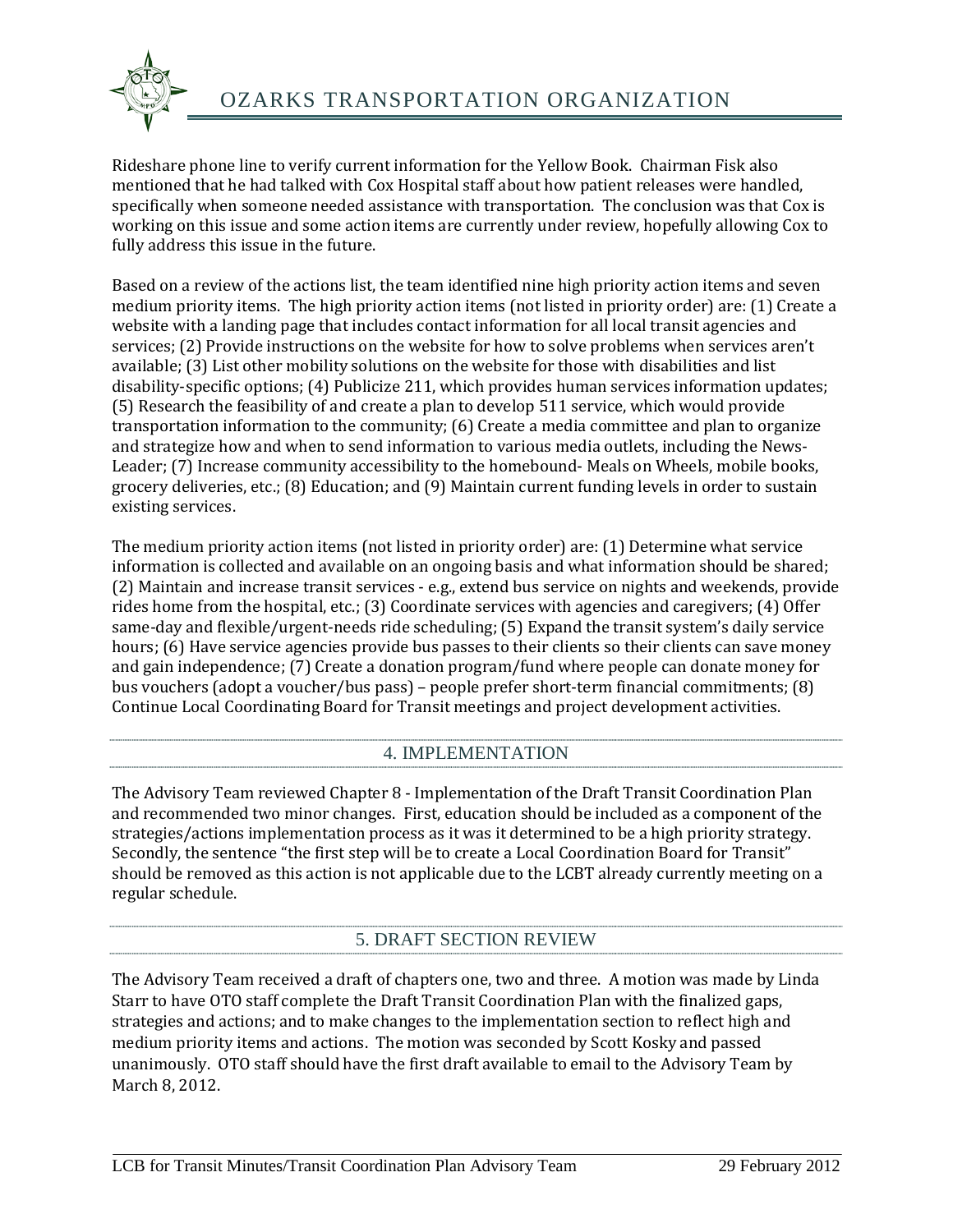Rideshare phone line to verify current information for the Yellow Book. Chairman Fisk also mentioned that he had talked with Cox Hospital staff about how patient releases were handled, specifically when someone needed assistance with transportation. The conclusion was that Cox is working on this issue and some action items are currently under review, hopefully allowing Cox to fully address this issue in the future.

Based on a review of the actions list, the team identified nine high priority action items and seven medium priority items. The high priority action items (not listed in priority order) are: (1) Create a website with a landing page that includes contact information for all local transit agencies and services; (2) Provide instructions on the website for how to solve problems when services aren't available; (3) List other mobility solutions on the website for those with disabilities and list disability-specific options; (4) Publicize 211, which provides human services information updates; (5) Research the feasibility of and create a plan to develop 511 service, which would provide transportation information to the community; (6) Create a media committee and plan to organize and strategize how and when to send information to various media outlets, including the News-Leader; (7) Increase community accessibility to the homebound- Meals on Wheels, mobile books, grocery deliveries, etc.; (8) Education; and (9) Maintain current funding levels in order to sustain existing services.

The medium priority action items (not listed in priority order) are: (1) Determine what service information is collected and available on an ongoing basis and what information should be shared; (2) Maintain and increase transit services - e.g., extend bus service on nights and weekends, provide rides home from the hospital, etc.; (3) Coordinate services with agencies and caregivers; (4) Offer same-day and flexible/urgent-needs ride scheduling; (5) Expand the transit system's daily service hours; (6) Have service agencies provide bus passes to their clients so their clients can save money and gain independence; (7) Create a donation program/fund where people can donate money for bus vouchers (adopt a voucher/bus pass) – people prefer short-term financial commitments; (8) Continue Local Coordinating Board for Transit meetings and project development activities.

## 4. IMPLEMENTATION

The Advisory Team reviewed Chapter 8 - Implementation of the Draft Transit Coordination Plan and recommended two minor changes. First, education should be included as a component of the strategies/actions implementation process as it was it determined to be a high priority strategy. Secondly, the sentence "the first step will be to create a Local Coordination Board for Transit" should be removed as this action is not applicable due to the LCBT already currently meeting on a regular schedule.

## 5. DRAFT SECTION REVIEW

The Advisory Team received a draft of chapters one, two and three. A motion was made by Linda Starr to have OTO staff complete the Draft Transit Coordination Plan with the finalized gaps, strategies and actions; and to make changes to the implementation section to reflect high and medium priority items and actions. The motion was seconded by Scott Kosky and passed unanimously. OTO staff should have the first draft available to email to the Advisory Team by March 8, 2012.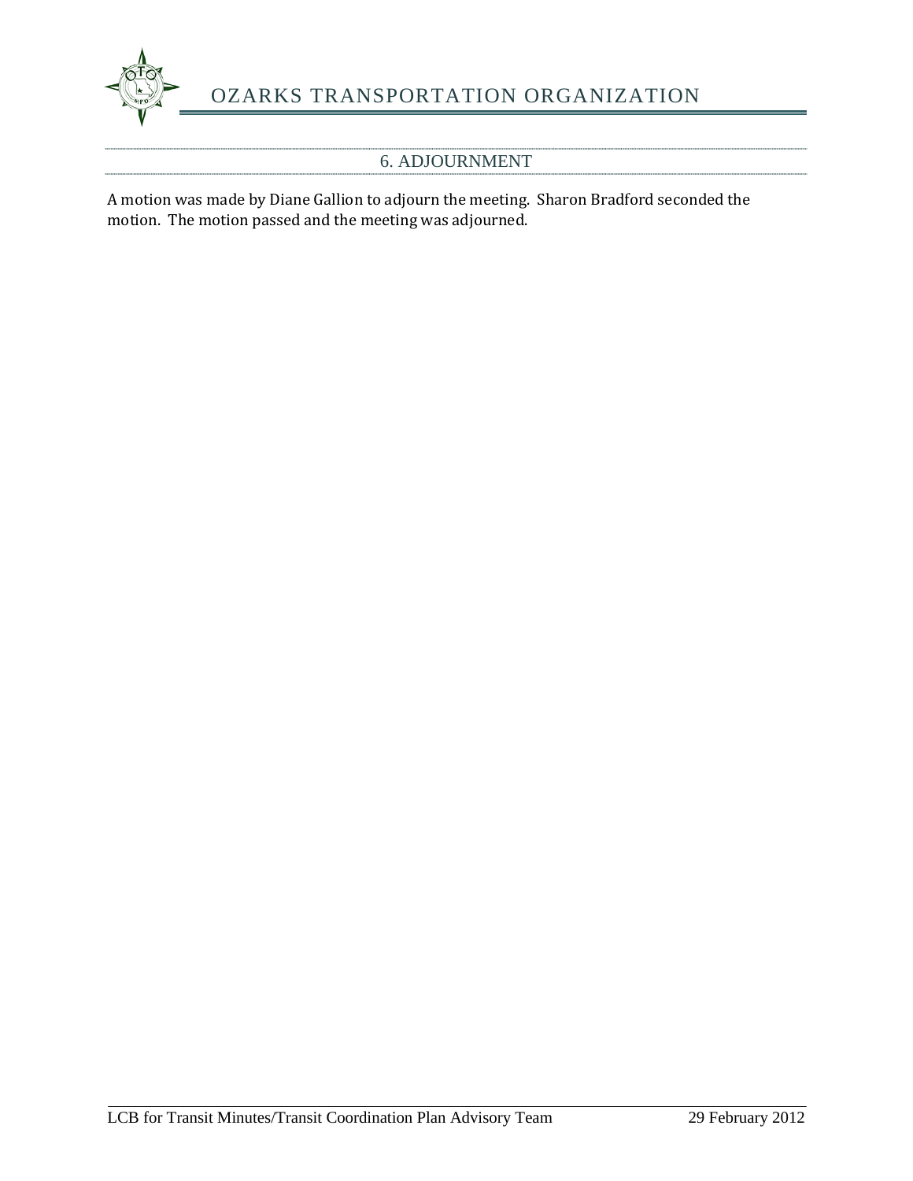## 6. ADJOURNMENT

A motion was made by Diane Gallion to adjourn the meeting. Sharon Bradford seconded the motion. The motion passed and the meeting was adjourned.